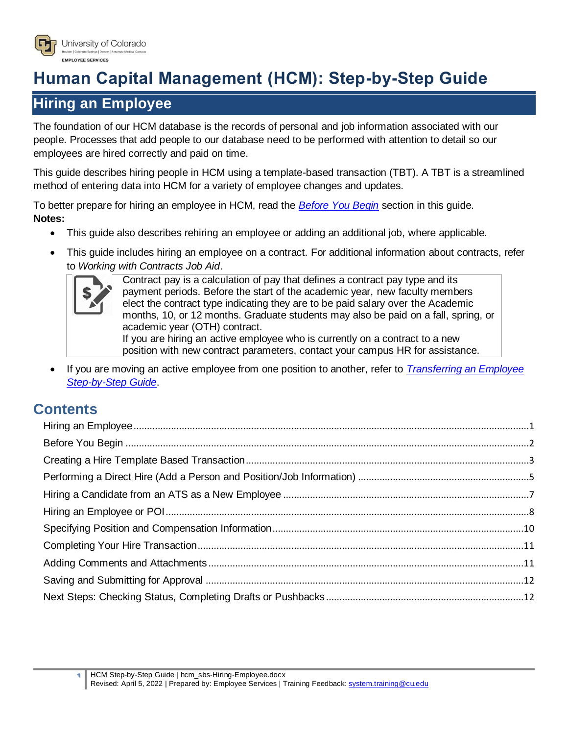# Human Capital Management (HCM): Step-by-Step Guide

## Hiring an Employee

The foundation of our HCM database is the records of personal and job information associated with our people. Processes that add people to our database need to be performed with attention to detail so our employees are hired correctly and paid on time.

This guide describes hiring people in HCM using a template-based transaction (TBT). A TBT is a streamlined method of entering data into HCM for a variety of employee changes and updates.

To better prepare for hiring an employee in HCM, read the *Before You Begin* section in this guide.

**Notes:**

- This guide also describes rehiring an employee or adding an additional job, where applicable.
- This guide includes hiring an employee on a contract. For additional information about contracts, refer to *Working with Contracts Job Aid*.

> Contract pay is a calculation of pay that defines a contract pay type and its payment periods. Before the start of the academic year, new faculty members elect the contract type indicating they are to be paid salary over the Academic months, 10, or 12 months. Graduate students may also be paid on a fall, spring, or academic year (OTH) contract.
> If you are hiring an active employee who is currently on a contract to a new position with new contract parameters, contact your campus HR for assistance.

- If you are moving an active employee from one position to another, refer to *Transferring an Employee Step-by-Step Guide*.

## Contents

- Hiring an Employee ... 1
- Before You Begin ... 2
- Creating a Hire Template Based Transaction ... 3
- Performing a Direct Hire (Add a Person and Position/Job Information) ... 5
- Hiring a Candidate from an ATS as a New Employee ... 7
- Hiring an Employee or POI ... 8
- Specifying Position and Compensation Information ... 10
- Completing Your Hire Transaction ... 11
- Adding Comments and Attachments ... 11
- Saving and Submitting for Approval ... 12
- Next Steps: Checking Status, Completing Drafts or Pushbacks ... 12

HCM Step-by-Step Guide | hcm_sbs-Hiring-Employee.docx
Revised: April 5, 2022 | Prepared by: Employee Services | Training Feedback: system.training@cu.edu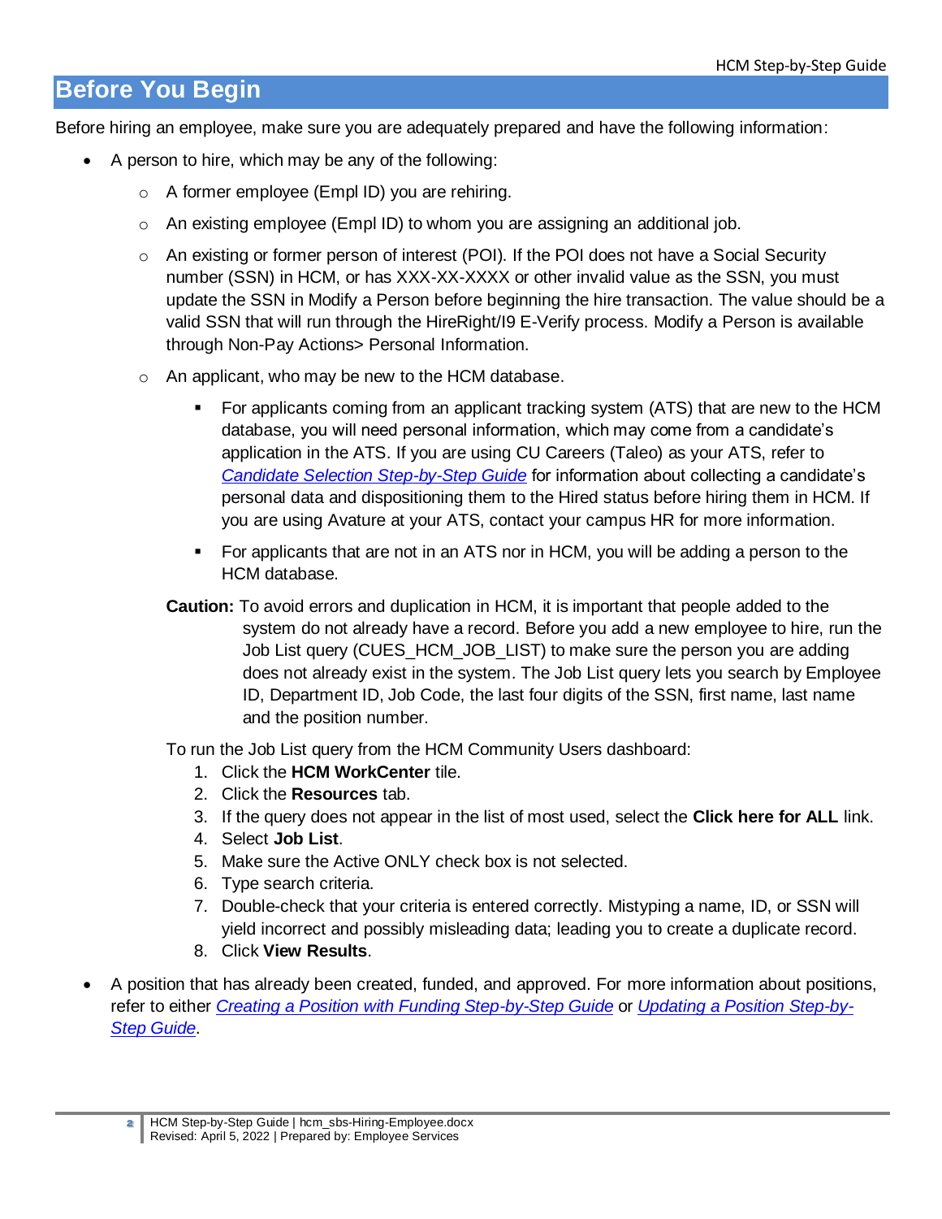## Before You Begin

Before hiring an employee, make sure you are adequately prepared and have the following information:

- A person to hire, which may be any of the following:
  - A former employee (Empl ID) you are rehiring.
  - An existing employee (Empl ID) to whom you are assigning an additional job.
  - An existing or former person of interest (POI). If the POI does not have a Social Security number (SSN) in HCM, or has XXX-XX-XXXX or other invalid value as the SSN, you must update the SSN in Modify a Person before beginning the hire transaction. The value should be a valid SSN that will run through the HireRight/I9 E-Verify process. Modify a Person is available through Non-Pay Actions> Personal Information.
  - An applicant, who may be new to the HCM database.
    - For applicants coming from an applicant tracking system (ATS) that are new to the HCM database, you will need personal information, which may come from a candidate's application in the ATS. If you are using CU Careers (Taleo) as your ATS, refer to *Candidate Selection Step-by-Step Guide* for information about collecting a candidate's personal data and dispositioning them to the Hired status before hiring them in HCM. If you are using Avature at your ATS, contact your campus HR for more information.
    - For applicants that are not in an ATS nor in HCM, you will be adding a person to the HCM database.

  **Caution:** To avoid errors and duplication in HCM, it is important that people added to the system do not already have a record. Before you add a new employee to hire, run the Job List query (CUES_HCM_JOB_LIST) to make sure the person you are adding does not already exist in the system. The Job List query lets you search by Employee ID, Department ID, Job Code, the last four digits of the SSN, first name, last name and the position number.

  To run the Job List query from the HCM Community Users dashboard:

  1. Click the **HCM WorkCenter** tile.
  2. Click the **Resources** tab.
  3. If the query does not appear in the list of most used, select the **Click here for ALL** link.
  4. Select **Job List**.
  5. Make sure the Active ONLY check box is not selected.
  6. Type search criteria.
  7. Double-check that your criteria is entered correctly. Mistyping a name, ID, or SSN will yield incorrect and possibly misleading data; leading you to create a duplicate record.
  8. Click **View Results**.

- A position that has already been created, funded, and approved. For more information about positions, refer to either *Creating a Position with Funding Step-by-Step Guide* or *Updating a Position Step-by-Step Guide*.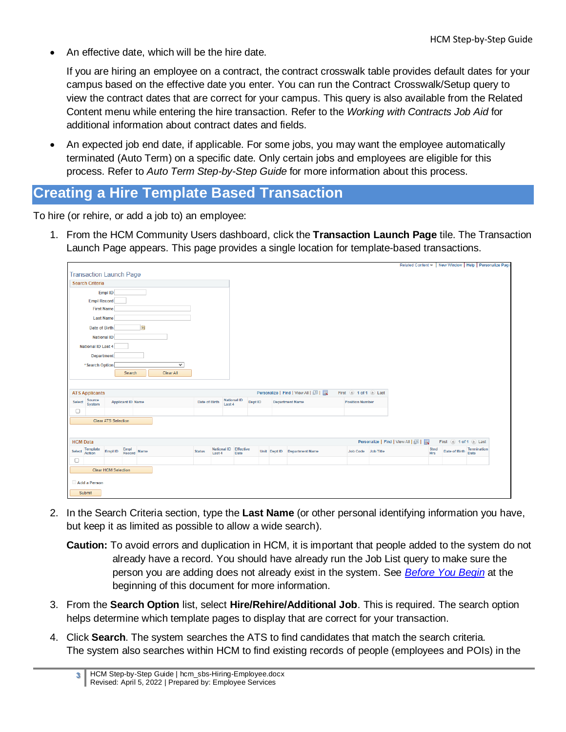- An effective date, which will be the hire date.

  If you are hiring an employee on a contract, the contract crosswalk table provides default dates for your campus based on the effective date you enter. You can run the Contract Crosswalk/Setup query to view the contract dates that are correct for your campus. This query is also available from the Related Content menu while entering the hire transaction. Refer to the *Working with Contracts Job Aid* for additional information about contract dates and fields.

- An expected job end date, if applicable. For some jobs, you may want the employee automatically terminated (Auto Term) on a specific date. Only certain jobs and employees are eligible for this process. Refer to *Auto Term Step-by-Step Guide* for more information about this process.

## Creating a Hire Template Based Transaction

To hire (or rehire, or add a job to) an employee:

1. From the HCM Community Users dashboard, click the **Transaction Launch Page** tile. The Transaction Launch Page appears. This page provides a single location for template-based transactions.

2. In the Search Criteria section, type the **Last Name** (or other personal identifying information you have, but keep it as limited as possible to allow a wide search).

   **Caution:** To avoid errors and duplication in HCM, it is important that people added to the system do not already have a record. You should have already run the Job List query to make sure the person you are adding does not already exist in the system. See *Before You Begin* at the beginning of this document for more information.

3. From the **Search Option** list, select **Hire/Rehire/Additional Job**. This is required. The search option helps determine which template pages to display that are correct for your transaction.

4. Click **Search**. The system searches the ATS to find candidates that match the search criteria. The system also searches within HCM to find existing records of people (employees and POIs) in the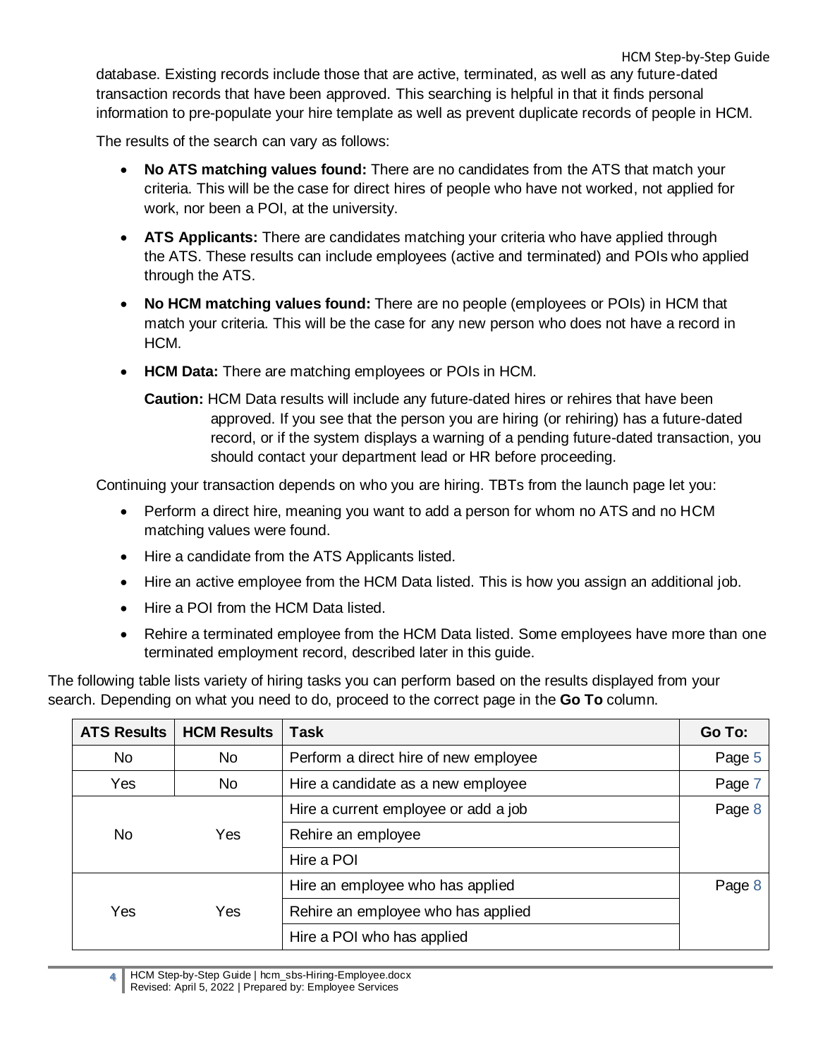database. Existing records include those that are active, terminated, as well as any future-dated transaction records that have been approved. This searching is helpful in that it finds personal information to pre-populate your hire template as well as prevent duplicate records of people in HCM.

The results of the search can vary as follows:

- **No ATS matching values found:** There are no candidates from the ATS that match your criteria. This will be the case for direct hires of people who have not worked, not applied for work, nor been a POI, at the university.
- **ATS Applicants:** There are candidates matching your criteria who have applied through the ATS. These results can include employees (active and terminated) and POIs who applied through the ATS.
- **No HCM matching values found:** There are no people (employees or POIs) in HCM that match your criteria. This will be the case for any new person who does not have a record in HCM.
- **HCM Data:** There are matching employees or POIs in HCM.

  **Caution:** HCM Data results will include any future-dated hires or rehires that have been approved. If you see that the person you are hiring (or rehiring) has a future-dated record, or if the system displays a warning of a pending future-dated transaction, you should contact your department lead or HR before proceeding.

Continuing your transaction depends on who you are hiring. TBTs from the launch page let you:

- Perform a direct hire, meaning you want to add a person for whom no ATS and no HCM matching values were found.
- Hire a candidate from the ATS Applicants listed.
- Hire an active employee from the HCM Data listed. This is how you assign an additional job.
- Hire a POI from the HCM Data listed.
- Rehire a terminated employee from the HCM Data listed. Some employees have more than one terminated employment record, described later in this guide.

The following table lists variety of hiring tasks you can perform based on the results displayed from your search. Depending on what you need to do, proceed to the correct page in the **Go To** column.

| ATS Results | HCM Results | Task | Go To: |
|---|---|---|---|
| No | No | Perform a direct hire of new employee | Page 5 |
| Yes | No | Hire a candidate as a new employee | Page 7 |
| No | Yes | Hire a current employee or add a job | Page 8 |
| | | Rehire an employee | |
| | | Hire a POI | |
| Yes | Yes | Hire an employee who has applied | Page 8 |
| | | Rehire an employee who has applied | |
| | | Hire a POI who has applied | |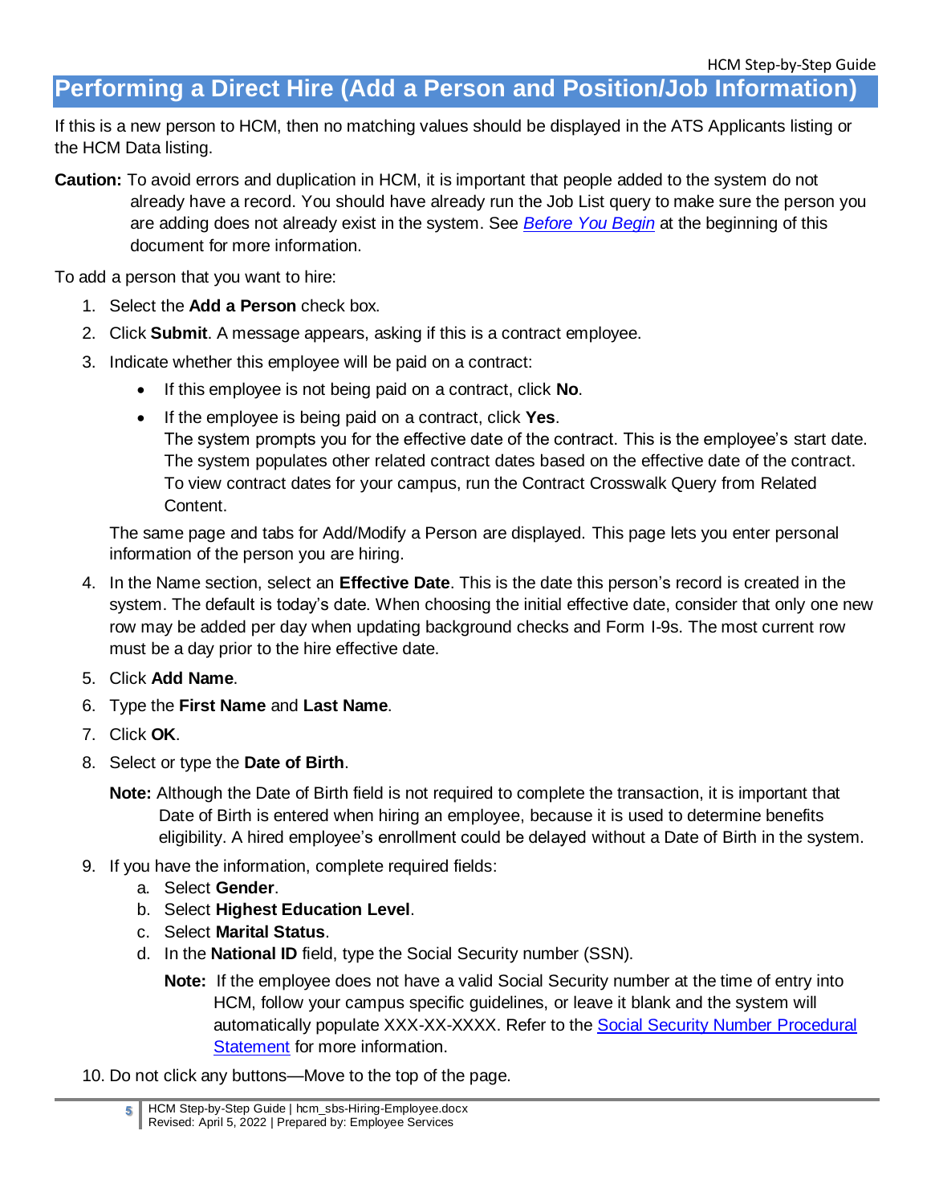# Performing a Direct Hire (Add a Person and Position/Job Information)

If this is a new person to HCM, then no matching values should be displayed in the ATS Applicants listing or the HCM Data listing.

**Caution:** To avoid errors and duplication in HCM, it is important that people added to the system do not already have a record. You should have already run the Job List query to make sure the person you are adding does not already exist in the system. See *[Before You Begin](#)* at the beginning of this document for more information.

To add a person that you want to hire:

1. Select the **Add a Person** check box.
2. Click **Submit**. A message appears, asking if this is a contract employee.
3. Indicate whether this employee will be paid on a contract:
   - If this employee is not being paid on a contract, click **No**.
   - If the employee is being paid on a contract, click **Yes**.
     The system prompts you for the effective date of the contract. This is the employee's start date. The system populates other related contract dates based on the effective date of the contract. To view contract dates for your campus, run the Contract Crosswalk Query from Related Content.

   The same page and tabs for Add/Modify a Person are displayed. This page lets you enter personal information of the person you are hiring.

4. In the Name section, select an **Effective Date**. This is the date this person's record is created in the system. The default is today's date. When choosing the initial effective date, consider that only one new row may be added per day when updating background checks and Form I-9s. The most current row must be a day prior to the hire effective date.
5. Click **Add Name**.
6. Type the **First Name** and **Last Name**.
7. Click **OK**.
8. Select or type the **Date of Birth**.

   **Note:** Although the Date of Birth field is not required to complete the transaction, it is important that Date of Birth is entered when hiring an employee, because it is used to determine benefits eligibility. A hired employee's enrollment could be delayed without a Date of Birth in the system.

9. If you have the information, complete required fields:
   a. Select **Gender**.
   b. Select **Highest Education Level**.
   c. Select **Marital Status**.
   d. In the **National ID** field, type the Social Security number (SSN).

      **Note:** If the employee does not have a valid Social Security number at the time of entry into HCM, follow your campus specific guidelines, or leave it blank and the system will automatically populate XXX-XX-XXXX. Refer to the [Social Security Number Procedural Statement](#) for more information.

10. Do not click any buttons—Move to the top of the page.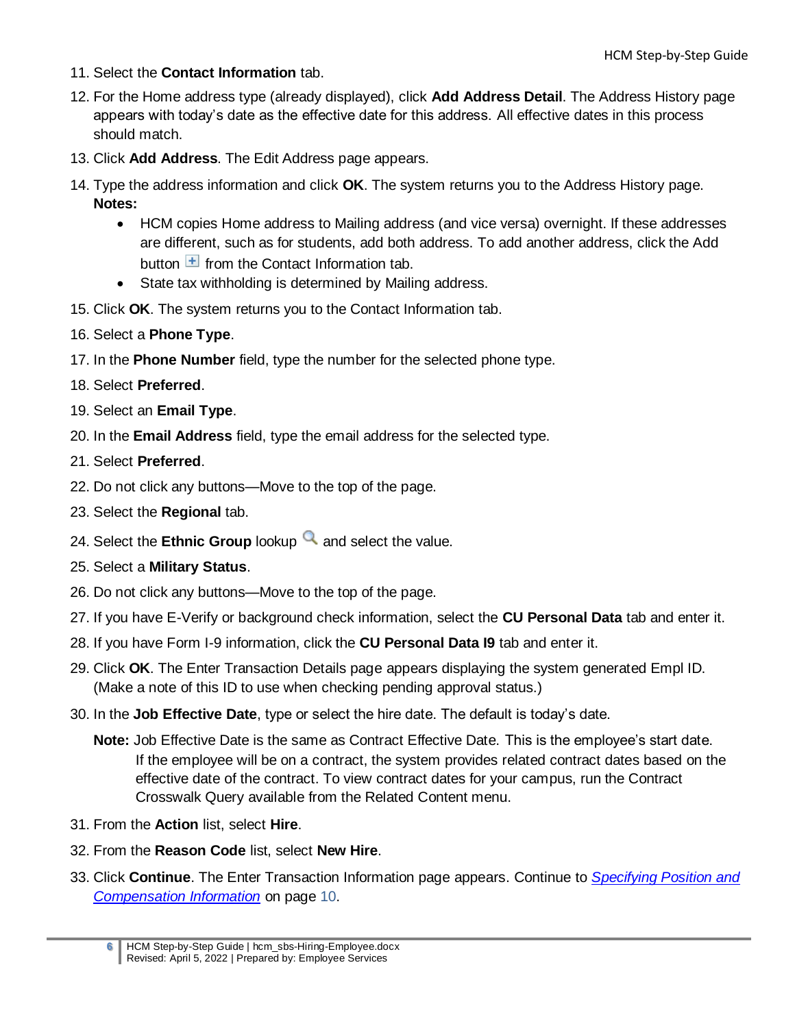11. Select the **Contact Information** tab.
12. For the Home address type (already displayed), click **Add Address Detail**. The Address History page appears with today's date as the effective date for this address. All effective dates in this process should match.
13. Click **Add Address**. The Edit Address page appears.
14. Type the address information and click **OK**. The system returns you to the Address History page.
    **Notes:**
    - HCM copies Home address to Mailing address (and vice versa) overnight. If these addresses are different, such as for students, add both address. To add another address, click the Add button from the Contact Information tab.
    - State tax withholding is determined by Mailing address.
15. Click **OK**. The system returns you to the Contact Information tab.
16. Select a **Phone Type**.
17. In the **Phone Number** field, type the number for the selected phone type.
18. Select **Preferred**.
19. Select an **Email Type**.
20. In the **Email Address** field, type the email address for the selected type.
21. Select **Preferred**.
22. Do not click any buttons—Move to the top of the page.
23. Select the **Regional** tab.
24. Select the **Ethnic Group** lookup and select the value.
25. Select a **Military Status**.
26. Do not click any buttons—Move to the top of the page.
27. If you have E-Verify or background check information, select the **CU Personal Data** tab and enter it.
28. If you have Form I-9 information, click the **CU Personal Data I9** tab and enter it.
29. Click **OK**. The Enter Transaction Details page appears displaying the system generated Empl ID. (Make a note of this ID to use when checking pending approval status.)
30. In the **Job Effective Date**, type or select the hire date. The default is today's date.

    **Note:** Job Effective Date is the same as Contract Effective Date. This is the employee's start date. If the employee will be on a contract, the system provides related contract dates based on the effective date of the contract. To view contract dates for your campus, run the Contract Crosswalk Query available from the Related Content menu.
31. From the **Action** list, select **Hire**.
32. From the **Reason Code** list, select **New Hire**.
33. Click **Continue**. The Enter Transaction Information page appears. Continue to *Specifying Position and Compensation Information* on page 10.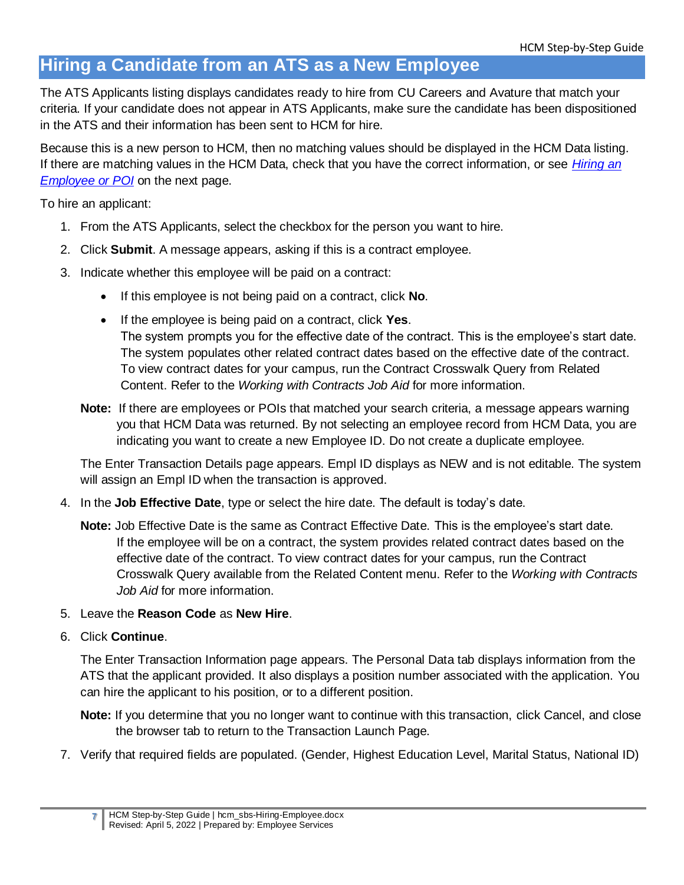## Hiring a Candidate from an ATS as a New Employee

The ATS Applicants listing displays candidates ready to hire from CU Careers and Avature that match your criteria. If your candidate does not appear in ATS Applicants, make sure the candidate has been dispositioned in the ATS and their information has been sent to HCM for hire.

Because this is a new person to HCM, then no matching values should be displayed in the HCM Data listing. If there are matching values in the HCM Data, check that you have the correct information, or see *[Hiring an Employee or POI](#)* on the next page.

To hire an applicant:

1. From the ATS Applicants, select the checkbox for the person you want to hire.
2. Click **Submit**. A message appears, asking if this is a contract employee.
3. Indicate whether this employee will be paid on a contract:
   - If this employee is not being paid on a contract, click **No**.
   - If the employee is being paid on a contract, click **Yes**.
     The system prompts you for the effective date of the contract. This is the employee's start date. The system populates other related contract dates based on the effective date of the contract. To view contract dates for your campus, run the Contract Crosswalk Query from Related Content. Refer to the *Working with Contracts Job Aid* for more information.

   **Note:** If there are employees or POIs that matched your search criteria, a message appears warning you that HCM Data was returned. By not selecting an employee record from HCM Data, you are indicating you want to create a new Employee ID. Do not create a duplicate employee.

   The Enter Transaction Details page appears. Empl ID displays as NEW and is not editable. The system will assign an Empl ID when the transaction is approved.

4. In the **Job Effective Date**, type or select the hire date. The default is today's date.

   **Note:** Job Effective Date is the same as Contract Effective Date. This is the employee's start date. If the employee will be on a contract, the system provides related contract dates based on the effective date of the contract. To view contract dates for your campus, run the Contract Crosswalk Query available from the Related Content menu. Refer to the *Working with Contracts Job Aid* for more information.

5. Leave the **Reason Code** as **New Hire**.
6. Click **Continue**.

   The Enter Transaction Information page appears. The Personal Data tab displays information from the ATS that the applicant provided. It also displays a position number associated with the application. You can hire the applicant to his position, or to a different position.

   **Note:** If you determine that you no longer want to continue with this transaction, click Cancel, and close the browser tab to return to the Transaction Launch Page.

7. Verify that required fields are populated. (Gender, Highest Education Level, Marital Status, National ID)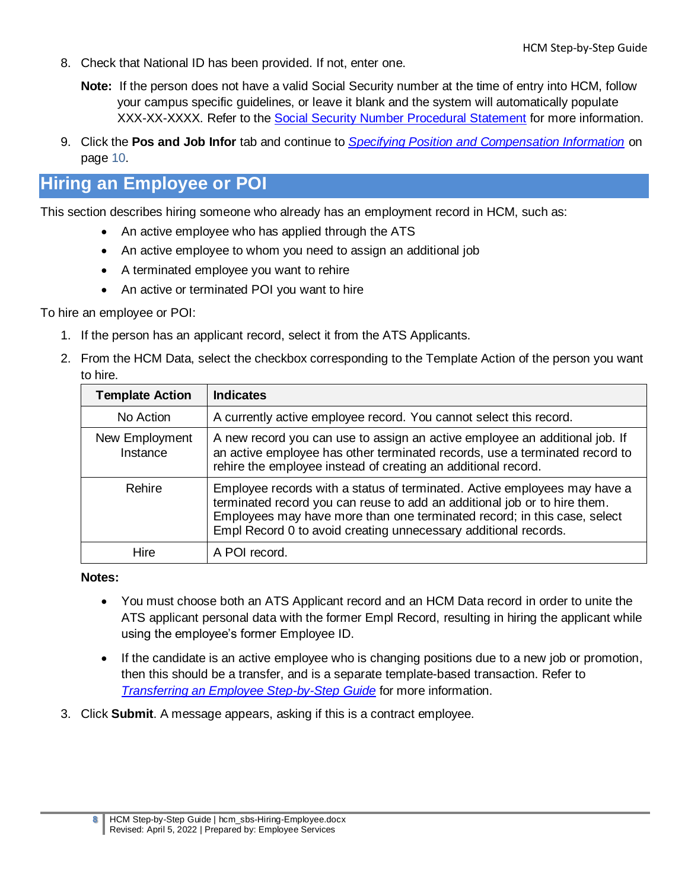8. Check that National ID has been provided. If not, enter one.

   **Note:** If the person does not have a valid Social Security number at the time of entry into HCM, follow your campus specific guidelines, or leave it blank and the system will automatically populate XXX-XX-XXXX. Refer to the Social Security Number Procedural Statement for more information.

9. Click the **Pos and Job Infor** tab and continue to *Specifying Position and Compensation Information* on page 10.

## Hiring an Employee or POI

This section describes hiring someone who already has an employment record in HCM, such as:

- An active employee who has applied through the ATS
- An active employee to whom you need to assign an additional job
- A terminated employee you want to rehire
- An active or terminated POI you want to hire

To hire an employee or POI:

1. If the person has an applicant record, select it from the ATS Applicants.
2. From the HCM Data, select the checkbox corresponding to the Template Action of the person you want to hire.

| Template Action | Indicates |
|---|---|
| No Action | A currently active employee record. You cannot select this record. |
| New Employment Instance | A new record you can use to assign an active employee an additional job. If an active employee has other terminated records, use a terminated record to rehire the employee instead of creating an additional record. |
| Rehire | Employee records with a status of terminated. Active employees may have a terminated record you can reuse to add an additional job or to hire them. Employees may have more than one terminated record; in this case, select Empl Record 0 to avoid creating unnecessary additional records. |
| Hire | A POI record. |

   **Notes:**

   - You must choose both an ATS Applicant record and an HCM Data record in order to unite the ATS applicant personal data with the former Empl Record, resulting in hiring the applicant while using the employee's former Employee ID.
   - If the candidate is an active employee who is changing positions due to a new job or promotion, then this should be a transfer, and is a separate template-based transaction. Refer to *Transferring an Employee Step-by-Step Guide* for more information.

3. Click **Submit**. A message appears, asking if this is a contract employee.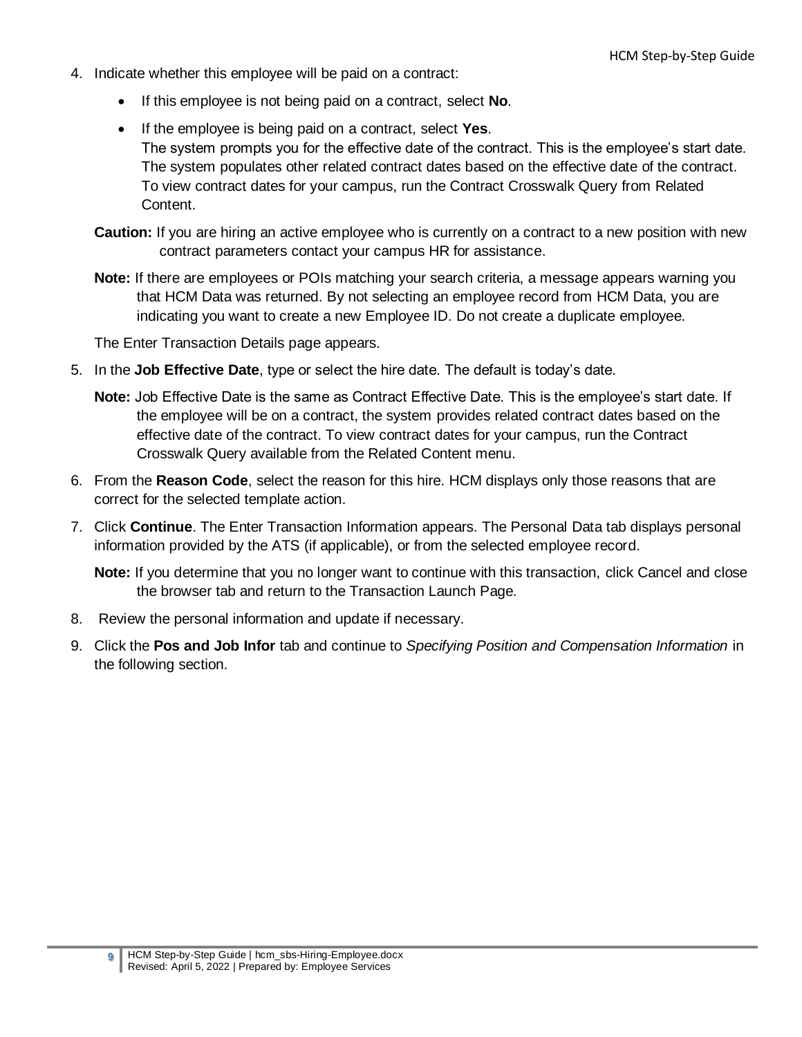4. Indicate whether this employee will be paid on a contract:
   - If this employee is not being paid on a contract, select **No**.
   - If the employee is being paid on a contract, select **Yes**.
     The system prompts you for the effective date of the contract. This is the employee's start date. The system populates other related contract dates based on the effective date of the contract. To view contract dates for your campus, run the Contract Crosswalk Query from Related Content.

   **Caution:** If you are hiring an active employee who is currently on a contract to a new position with new contract parameters contact your campus HR for assistance.

   **Note:** If there are employees or POIs matching your search criteria, a message appears warning you that HCM Data was returned. By not selecting an employee record from HCM Data, you are indicating you want to create a new Employee ID. Do not create a duplicate employee.

   The Enter Transaction Details page appears.

5. In the **Job Effective Date**, type or select the hire date. The default is today's date.

   **Note:** Job Effective Date is the same as Contract Effective Date. This is the employee's start date. If the employee will be on a contract, the system provides related contract dates based on the effective date of the contract. To view contract dates for your campus, run the Contract Crosswalk Query available from the Related Content menu.

6. From the **Reason Code**, select the reason for this hire. HCM displays only those reasons that are correct for the selected template action.
7. Click **Continue**. The Enter Transaction Information appears. The Personal Data tab displays personal information provided by the ATS (if applicable), or from the selected employee record.

   **Note:** If you determine that you no longer want to continue with this transaction, click Cancel and close the browser tab and return to the Transaction Launch Page.

8. Review the personal information and update if necessary.
9. Click the **Pos and Job Infor** tab and continue to *Specifying Position and Compensation Information* in the following section.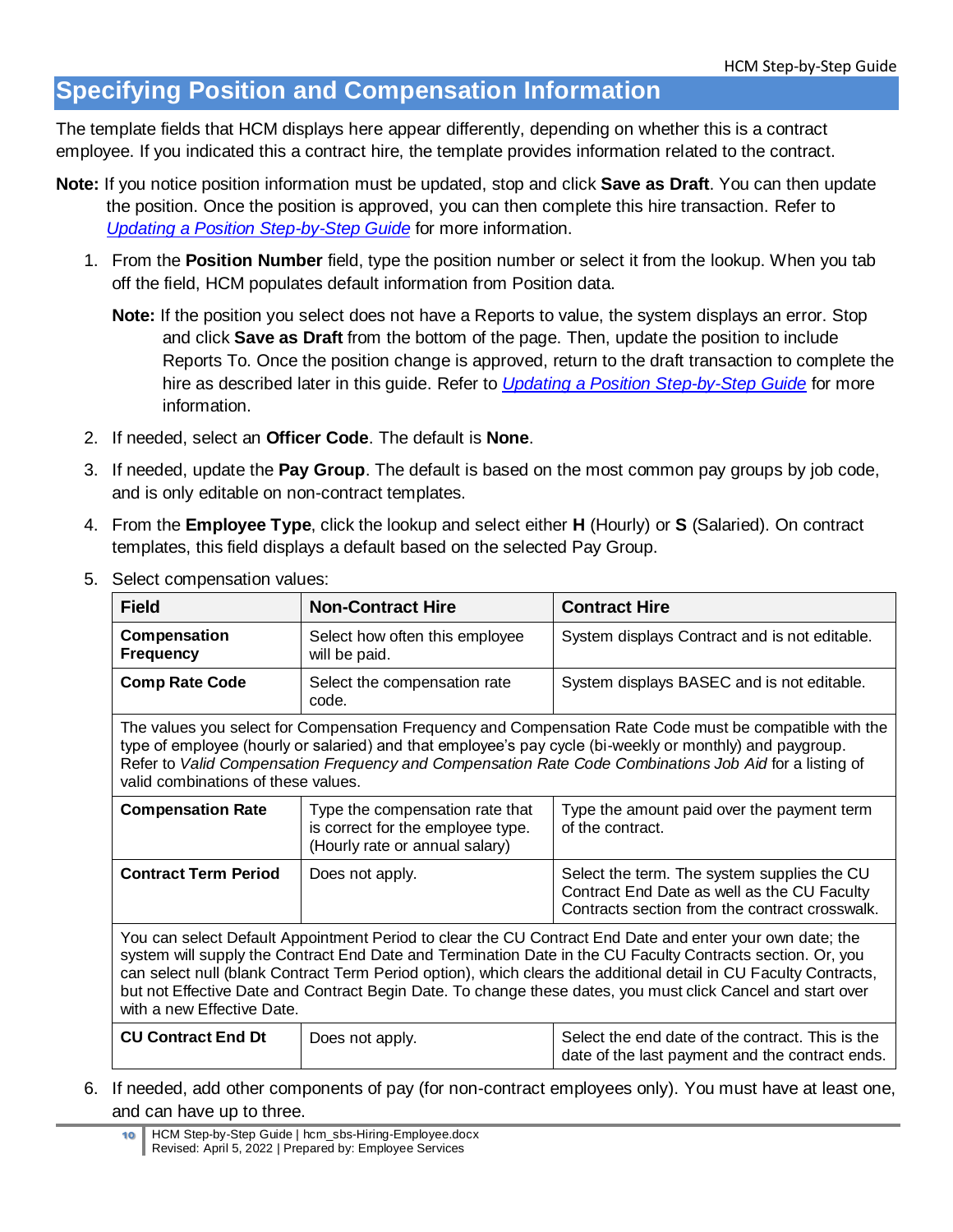## Specifying Position and Compensation Information

The template fields that HCM displays here appear differently, depending on whether this is a contract employee. If you indicated this a contract hire, the template provides information related to the contract.

**Note:** If you notice position information must be updated, stop and click **Save as Draft**. You can then update the position. Once the position is approved, you can then complete this hire transaction. Refer to *Updating a Position Step-by-Step Guide* for more information.

1. From the **Position Number** field, type the position number or select it from the lookup. When you tab off the field, HCM populates default information from Position data.

   **Note:** If the position you select does not have a Reports to value, the system displays an error. Stop and click **Save as Draft** from the bottom of the page. Then, update the position to include Reports To. Once the position change is approved, return to the draft transaction to complete the hire as described later in this guide. Refer to *Updating a Position Step-by-Step Guide* for more information.

2. If needed, select an **Officer Code**. The default is **None**.
3. If needed, update the **Pay Group**. The default is based on the most common pay groups by job code, and is only editable on non-contract templates.
4. From the **Employee Type**, click the lookup and select either **H** (Hourly) or **S** (Salaried). On contract templates, this field displays a default based on the selected Pay Group.
5. Select compensation values:

| Field | Non-Contract Hire | Contract Hire |
|---|---|---|
| **Compensation Frequency** | Select how often this employee will be paid. | System displays Contract and is not editable. |
| **Comp Rate Code** | Select the compensation rate code. | System displays BASEC and is not editable. |
| The values you select for Compensation Frequency and Compensation Rate Code must be compatible with the type of employee (hourly or salaried) and that employee's pay cycle (bi-weekly or monthly) and paygroup. Refer to *Valid Compensation Frequency and Compensation Rate Code Combinations Job Aid* for a listing of valid combinations of these values. | | |
| **Compensation Rate** | Type the compensation rate that is correct for the employee type. (Hourly rate or annual salary) | Type the amount paid over the payment term of the contract. |
| **Contract Term Period** | Does not apply. | Select the term. The system supplies the CU Contract End Date as well as the CU Faculty Contracts section from the contract crosswalk. |
| You can select Default Appointment Period to clear the CU Contract End Date and enter your own date; the system will supply the Contract End Date and Termination Date in the CU Faculty Contracts section. Or, you can select null (blank Contract Term Period option), which clears the additional detail in CU Faculty Contracts, but not Effective Date and Contract Begin Date. To change these dates, you must click Cancel and start over with a new Effective Date. | | |
| **CU Contract End Dt** | Does not apply. | Select the end date of the contract. This is the date of the last payment and the contract ends. |

6. If needed, add other components of pay (for non-contract employees only). You must have at least one, and can have up to three.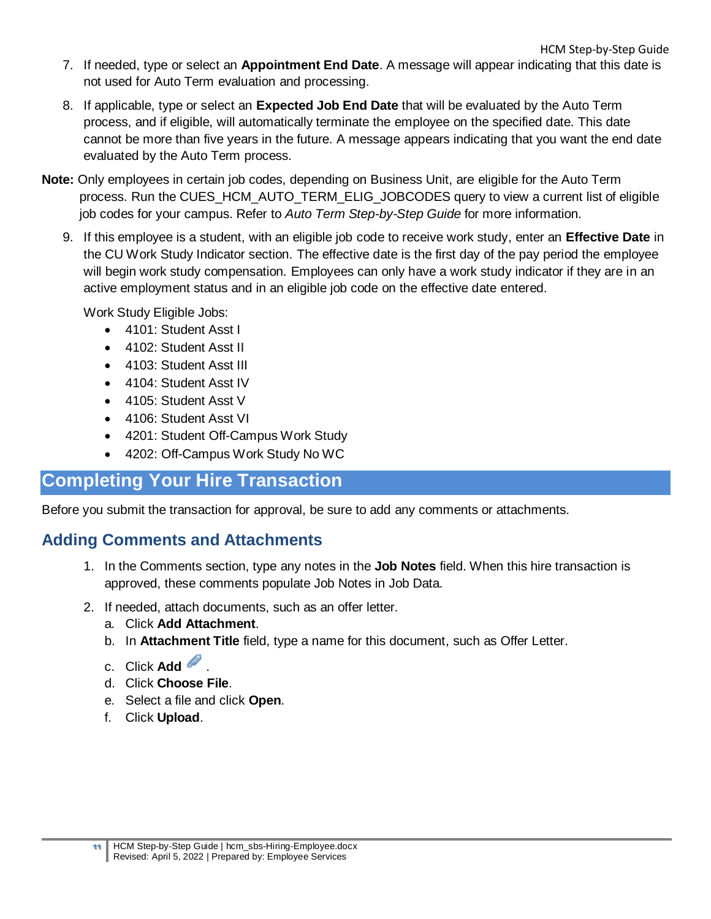7. If needed, type or select an **Appointment End Date**. A message will appear indicating that this date is not used for Auto Term evaluation and processing.

8. If applicable, type or select an **Expected Job End Date** that will be evaluated by the Auto Term process, and if eligible, will automatically terminate the employee on the specified date. This date cannot be more than five years in the future. A message appears indicating that you want the end date evaluated by the Auto Term process.

**Note:** Only employees in certain job codes, depending on Business Unit, are eligible for the Auto Term process. Run the CUES_HCM_AUTO_TERM_ELIG_JOBCODES query to view a current list of eligible job codes for your campus. Refer to *Auto Term Step-by-Step Guide* for more information.

9. If this employee is a student, with an eligible job code to receive work study, enter an **Effective Date** in the CU Work Study Indicator section. The effective date is the first day of the pay period the employee will begin work study compensation. Employees can only have a work study indicator if they are in an active employment status and in an eligible job code on the effective date entered.

   Work Study Eligible Jobs:

   - 4101: Student Asst I
   - 4102: Student Asst II
   - 4103: Student Asst III
   - 4104: Student Asst IV
   - 4105: Student Asst V
   - 4106: Student Asst VI
   - 4201: Student Off-Campus Work Study
   - 4202: Off-Campus Work Study No WC

# Completing Your Hire Transaction

Before you submit the transaction for approval, be sure to add any comments or attachments.

## Adding Comments and Attachments

1. In the Comments section, type any notes in the **Job Notes** field. When this hire transaction is approved, these comments populate Job Notes in Job Data.
2. If needed, attach documents, such as an offer letter.
   a. Click **Add Attachment**.
   b. In **Attachment Title** field, type a name for this document, such as Offer Letter.
   c. Click **Add** .
   d. Click **Choose File**.
   e. Select a file and click **Open**.
   f. Click **Upload**.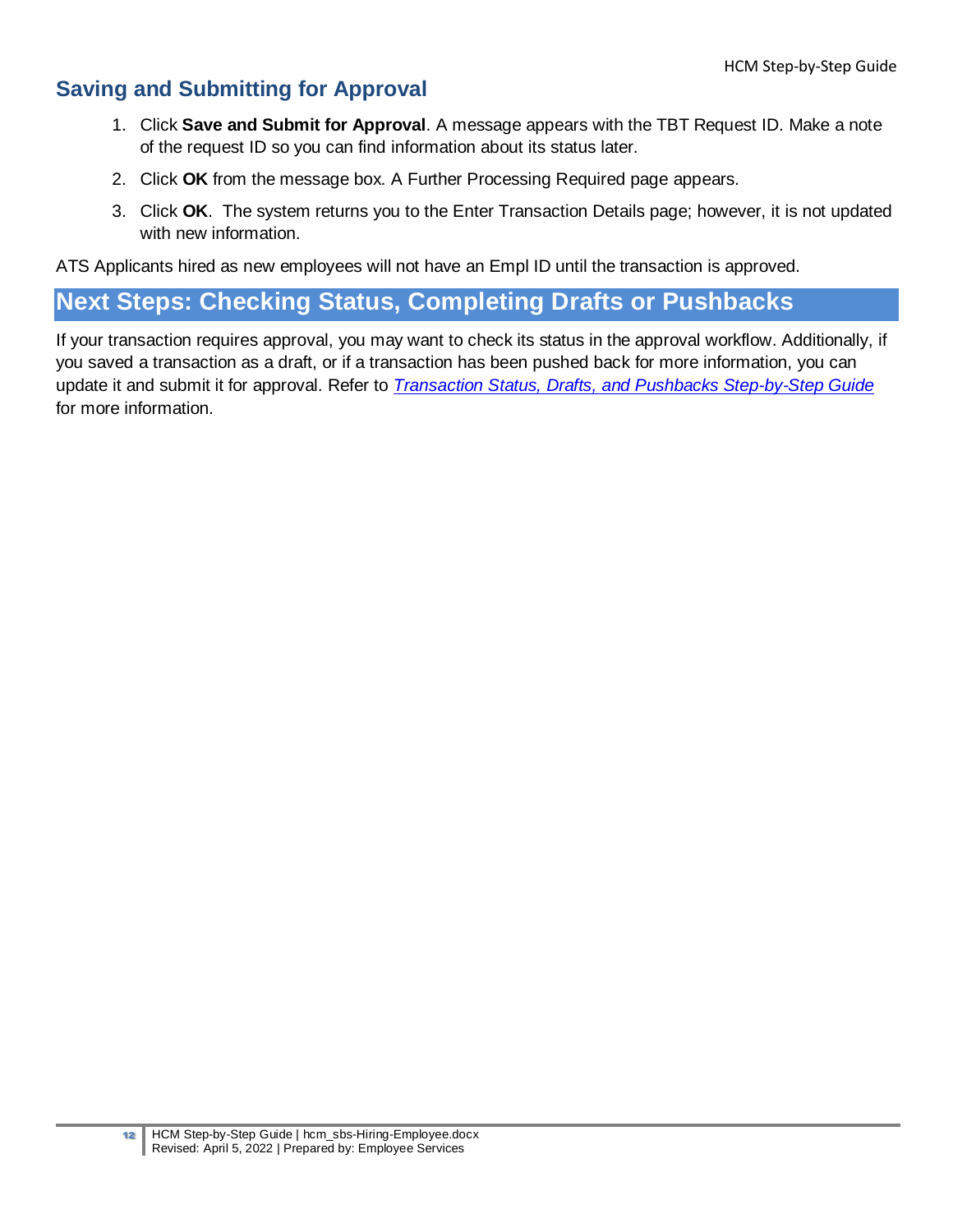## Saving and Submitting for Approval

1. Click **Save and Submit for Approval**. A message appears with the TBT Request ID. Make a note of the request ID so you can find information about its status later.
2. Click **OK** from the message box. A Further Processing Required page appears.
3. Click **OK**. The system returns you to the Enter Transaction Details page; however, it is not updated with new information.

ATS Applicants hired as new employees will not have an Empl ID until the transaction is approved.

# Next Steps: Checking Status, Completing Drafts or Pushbacks

If your transaction requires approval, you may want to check its status in the approval workflow. Additionally, if you saved a transaction as a draft, or if a transaction has been pushed back for more information, you can update it and submit it for approval. Refer to *Transaction Status, Drafts, and Pushbacks Step-by-Step Guide* for more information.